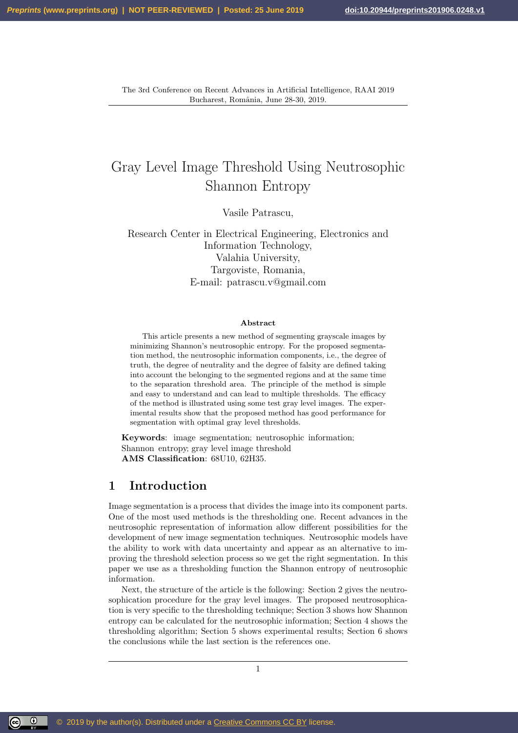The 3rd Conference on Recent Advances in Artificial Intelligence, RAAI 2019
Bucharest, România, June 28-30, 2019.

# Gray Level Image Threshold Using Neutrosophic Shannon Entropy

Vasile Patrascu,

Research Center in Electrical Engineering, Electronics and Information Technology,
Valahia University,
Targoviste, Romania,
E-mail: patrascu.v@gmail.com

**Abstract**

This article presents a new method of segmenting grayscale images by minimizing Shannon's neutrosophic entropy. For the proposed segmentation method, the neutrosophic information components, i.e., the degree of truth, the degree of neutrality and the degree of falsity are defined taking into account the belonging to the segmented regions and at the same time to the separation threshold area. The principle of the method is simple and easy to understand and can lead to multiple thresholds. The efficacy of the method is illustrated using some test gray level images. The experimental results show that the proposed method has good performance for segmentation with optimal gray level thresholds.

**Keywords**: image segmentation; neutrosophic information; Shannon entropy; gray level image threshold
**AMS Classification**: 68U10, 62H35.

## 1 Introduction

Image segmentation is a process that divides the image into its component parts. One of the most used methods is the thresholding one. Recent advances in the neutrosophic representation of information allow different possibilities for the development of new image segmentation techniques. Neutrosophic models have the ability to work with data uncertainty and appear as an alternative to improving the threshold selection process so we get the right segmentation. In this paper we use as a thresholding function the Shannon entropy of neutrosophic information.

Next, the structure of the article is the following: Section 2 gives the neutrosophication procedure for the gray level images. The proposed neutrosophication is very specific to the thresholding technique; Section 3 shows how Shannon entropy can be calculated for the neutrosophic information; Section 4 shows the thresholding algorithm; Section 5 shows experimental results; Section 6 shows the conclusions while the last section is the references one.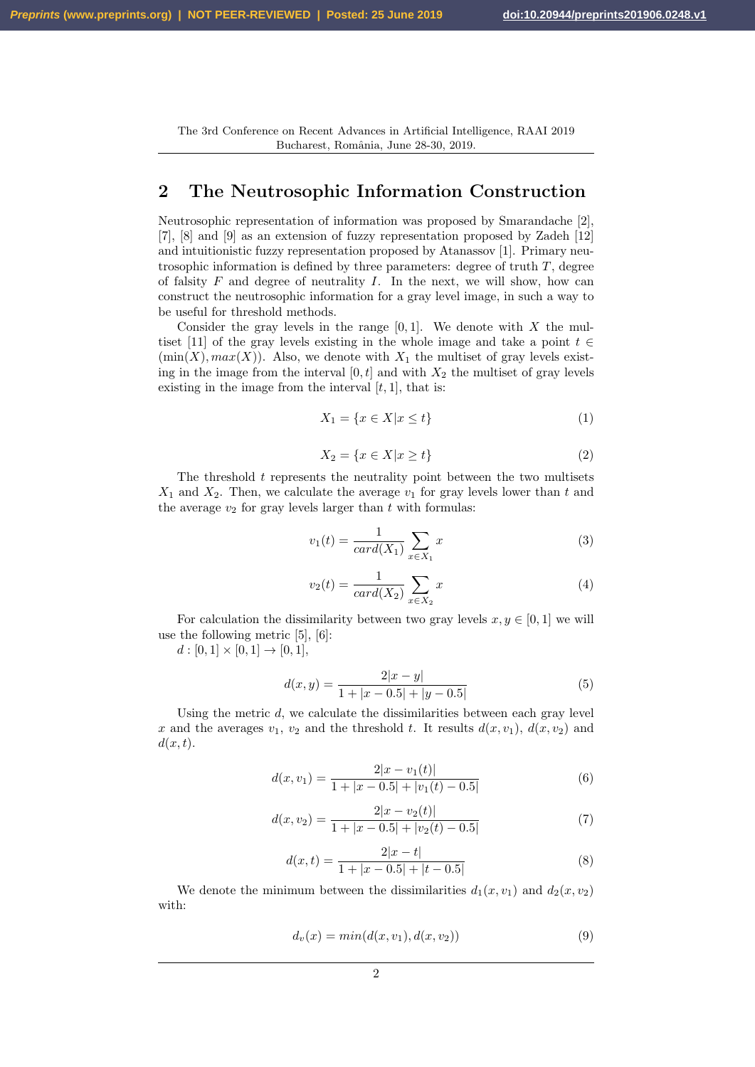## 2 The Neutrosophic Information Construction

Neutrosophic representation of information was proposed by Smarandache [2], [7], [8] and [9] as an extension of fuzzy representation proposed by Zadeh [12] and intuitionistic fuzzy representation proposed by Atanassov [1]. Primary neutrosophic information is defined by three parameters: degree of truth $T$, degree of falsity $F$ and degree of neutrality $I$. In the next, we will show, how can construct the neutrosophic information for a gray level image, in such a way to be useful for threshold methods.

Consider the gray levels in the range $[0, 1]$. We denote with $X$ the multiset [11] of the gray levels existing in the whole image and take a point $t \in (\min(X), max(X))$. Also, we denote with $X_1$ the multiset of gray levels existing in the image from the interval $[0, t]$ and with $X_2$ the multiset of gray levels existing in the image from the interval $[t, 1]$, that is:

$$X_1 = \{x \in X | x \le t\} \tag{1}$$

$$X_2 = \{x \in X | x \ge t\} \tag{2}$$

The threshold $t$ represents the neutrality point between the two multisets $X_1$ and $X_2$. Then, we calculate the average $v_1$ for gray levels lower than $t$ and the average $v_2$ for gray levels larger than $t$ with formulas:

$$v_1(t) = \frac{1}{card(X_1)} \sum_{x \in X_1} x \tag{3}$$

$$v_2(t) = \frac{1}{card(X_2)} \sum_{x \in X_2} x \tag{4}$$

For calculation the dissimilarity between two gray levels $x, y \in [0, 1]$ we will use the following metric [5], [6]:
$d : [0, 1] \times [0, 1] \to [0, 1]$,

$$d(x, y) = \frac{2|x - y|}{1 + |x - 0.5| + |y - 0.5|} \tag{5}$$

Using the metric $d$, we calculate the dissimilarities between each gray level $x$ and the averages $v_1$, $v_2$ and the threshold $t$. It results $d(x, v_1)$, $d(x, v_2)$ and $d(x, t)$.

$$d(x, v_1) = \frac{2|x - v_1(t)|}{1 + |x - 0.5| + |v_1(t) - 0.5|} \tag{6}$$

$$d(x, v_2) = \frac{2|x - v_2(t)|}{1 + |x - 0.5| + |v_2(t) - 0.5|} \tag{7}$$

$$d(x, t) = \frac{2|x - t|}{1 + |x - 0.5| + |t - 0.5|} \tag{8}$$

We denote the minimum between the dissimilarities $d_1(x, v_1)$ and $d_2(x, v_2)$ with:

$$d_v(x) = min(d(x, v_1), d(x, v_2)) \tag{9}$$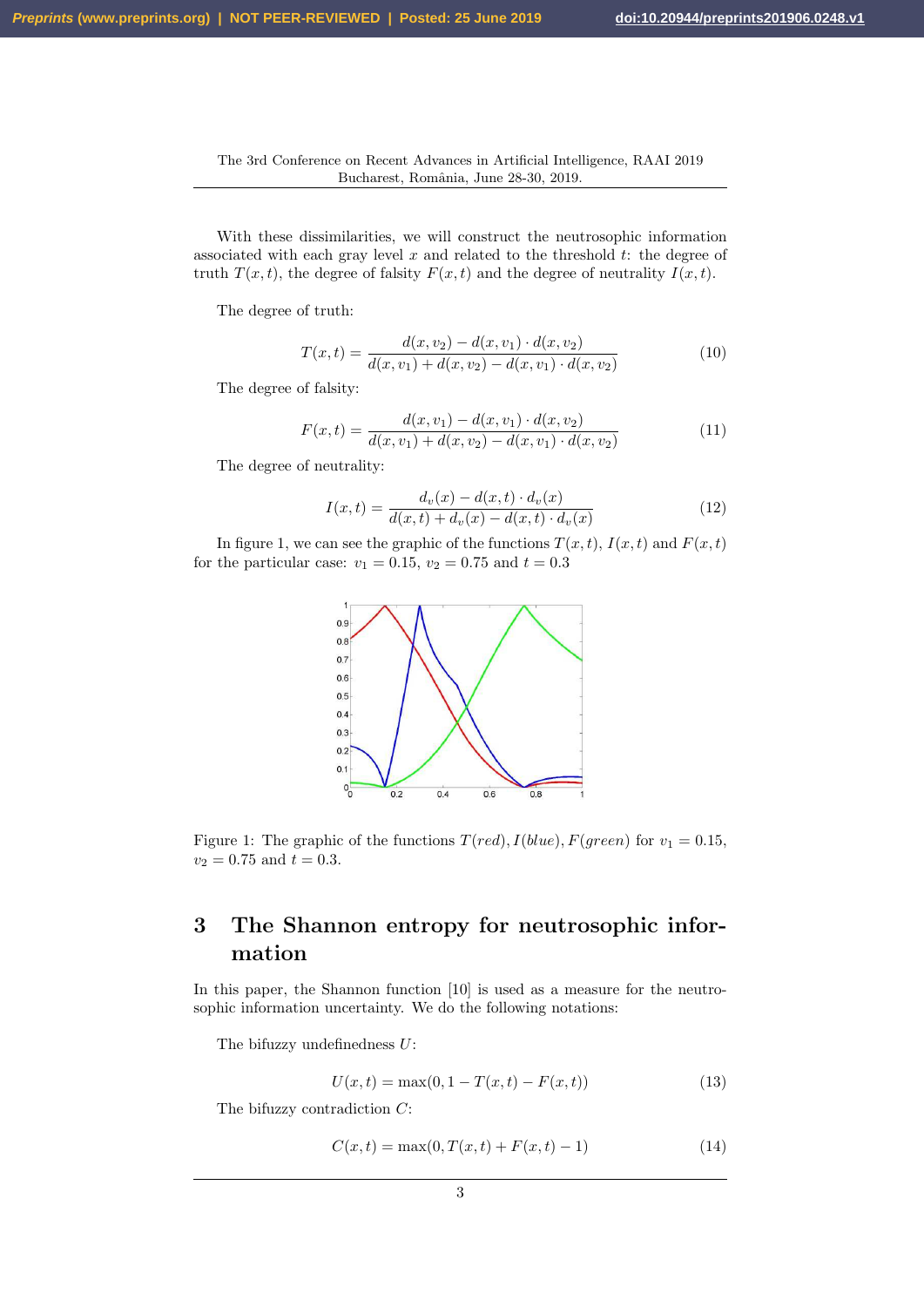With these dissimilarities, we will construct the neutrosophic information associated with each gray level $x$ and related to the threshold $t$: the degree of truth $T(x,t)$, the degree of falsity $F(x,t)$ and the degree of neutrality $I(x,t)$.

The degree of truth:

$$T(x,t) = \frac{d(x,v_2) - d(x,v_1) \cdot d(x,v_2)}{d(x,v_1) + d(x,v_2) - d(x,v_1) \cdot d(x,v_2)} \tag{10}$$

The degree of falsity:

$$F(x,t) = \frac{d(x,v_1) - d(x,v_1) \cdot d(x,v_2)}{d(x,v_1) + d(x,v_2) - d(x,v_1) \cdot d(x,v_2)} \tag{11}$$

The degree of neutrality:

$$I(x,t) = \frac{d_v(x) - d(x,t) \cdot d_v(x)}{d(x,t) + d_v(x) - d(x,t) \cdot d_v(x)} \tag{12}$$

In figure 1, we can see the graphic of the functions $T(x,t)$, $I(x,t)$ and $F(x,t)$ for the particular case: $v_1 = 0.15$, $v_2 = 0.75$ and $t = 0.3$

Figure 1: The graphic of the functions $T(red), I(blue), F(green)$ for $v_1 = 0.15$, $v_2 = 0.75$ and $t = 0.3$.

## 3 The Shannon entropy for neutrosophic information

In this paper, the Shannon function [10] is used as a measure for the neutrosophic information uncertainty. We do the following notations:

The bifuzzy undefinedness $U$:

$$U(x,t) = \max(0, 1 - T(x,t) - F(x,t)) \tag{13}$$

The bifuzzy contradiction $C$:

$$C(x,t) = \max(0, T(x,t) + F(x,t) - 1) \tag{14}$$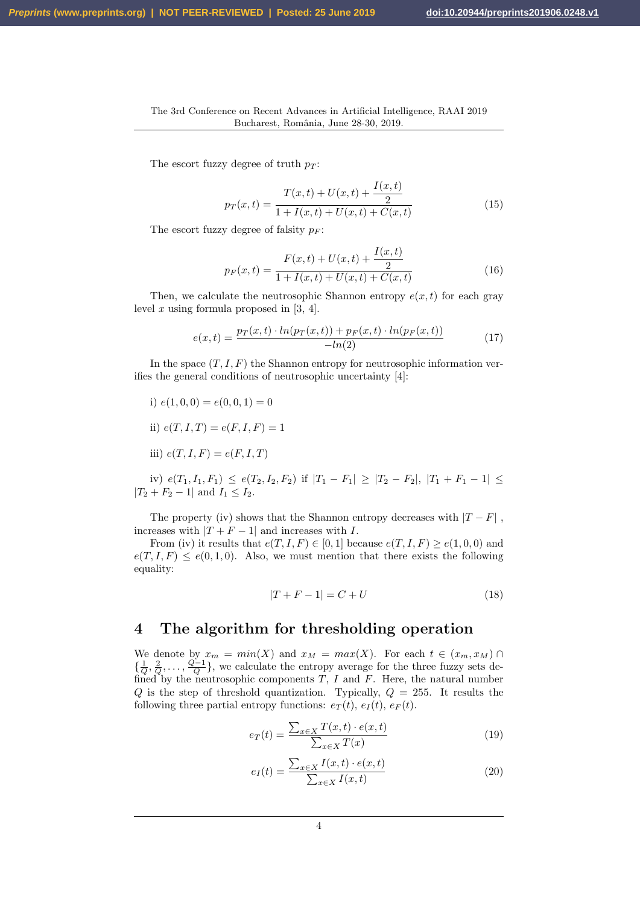The escort fuzzy degree of truth $p_T$:

$$p_T(x,t) = \frac{T(x,t) + U(x,t) + \dfrac{I(x,t)}{2}}{1 + I(x,t) + U(x,t) + C(x,t)} \tag{15}$$

The escort fuzzy degree of falsity $p_F$:

$$p_F(x,t) = \frac{F(x,t) + U(x,t) + \dfrac{I(x,t)}{2}}{1 + I(x,t) + U(x,t) + C(x,t)} \tag{16}$$

Then, we calculate the neutrosophic Shannon entropy $e(x,t)$ for each gray level $x$ using formula proposed in [3, 4].

$$e(x,t) = \frac{p_T(x,t) \cdot ln(p_T(x,t)) + p_F(x,t) \cdot ln(p_F(x,t))}{-ln(2)} \tag{17}$$

In the space $(T, I, F)$ the Shannon entropy for neutrosophic information verifies the general conditions of neutrosophic uncertainty [4]:

i) $e(1,0,0) = e(0,0,1) = 0$

ii) $e(T,I,T) = e(F,I,F) = 1$

iii) $e(T,I,F) = e(F,I,T)$

iv) $e(T_1,I_1,F_1) \leq e(T_2,I_2,F_2)$ if $|T_1 - F_1| \geq |T_2 - F_2|$, $|T_1 + F_1 - 1| \leq |T_2 + F_2 - 1|$ and $I_1 \leq I_2$.

The property (iv) shows that the Shannon entropy decreases with $|T - F|$ , increases with $|T + F - 1|$ and increases with $I$.

From (iv) it results that $e(T,I,F) \in [0,1]$ because $e(T,I,F) \geq e(1,0,0)$ and $e(T,I,F) \leq e(0,1,0)$. Also, we must mention that there exists the following equality:

$$|T + F - 1| = C + U \tag{18}$$

## 4 The algorithm for thresholding operation

We denote by $x_m = min(X)$ and $x_M = max(X)$. For each $t \in (x_m, x_M) \cap \{\frac{1}{Q}, \frac{2}{Q}, \ldots, \frac{Q-1}{Q}\}$, we calculate the entropy average for the three fuzzy sets defined by the neutrosophic components $T$, $I$ and $F$. Here, the natural number $Q$ is the step of threshold quantization. Typically, $Q = 255$. It results the following three partial entropy functions: $e_T(t)$, $e_I(t)$, $e_F(t)$.

$$e_T(t) = \frac{\sum_{x \in X} T(x,t) \cdot e(x,t)}{\sum_{x \in X} T(x)} \tag{19}$$

$$e_I(t) = \frac{\sum_{x \in X} I(x,t) \cdot e(x,t)}{\sum_{x \in X} I(x,t)} \tag{20}$$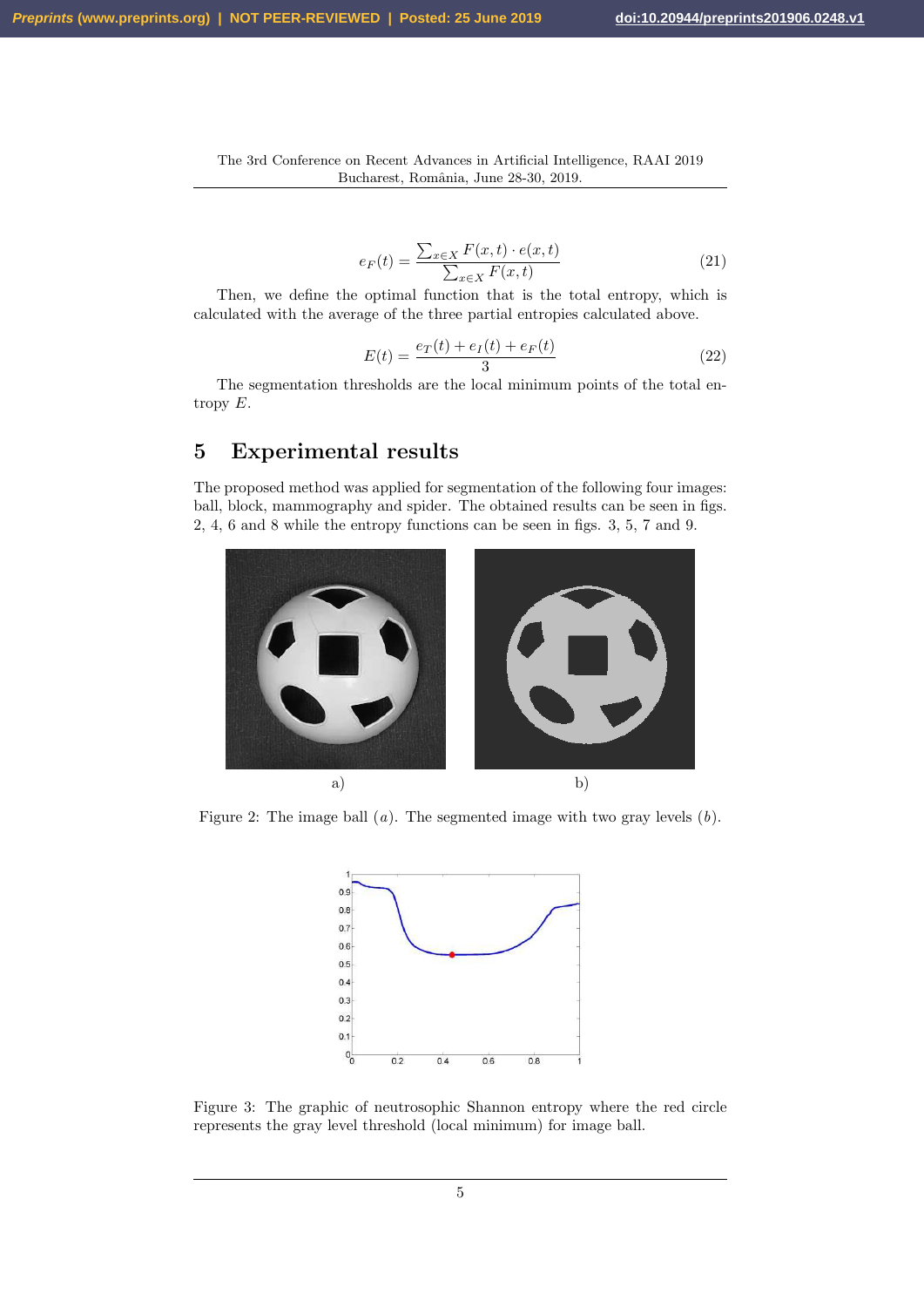$$e_F(t) = \frac{\sum_{x \in X} F(x,t) \cdot e(x,t)}{\sum_{x \in X} F(x,t)} \tag{21}$$

Then, we define the optimal function that is the total entropy, which is calculated with the average of the three partial entropies calculated above.

$$E(t) = \frac{e_T(t) + e_I(t) + e_F(t)}{3} \tag{22}$$

The segmentation thresholds are the local minimum points of the total entropy $E$.

## 5 Experimental results

The proposed method was applied for segmentation of the following four images: ball, block, mammography and spider. The obtained results can be seen in figs. 2, 4, 6 and 8 while the entropy functions can be seen in figs. 3, 5, 7 and 9.

a) b)

Figure 2: The image ball ($a$). The segmented image with two gray levels ($b$).

Figure 3: The graphic of neutrosophic Shannon entropy where the red circle represents the gray level threshold (local minimum) for image ball.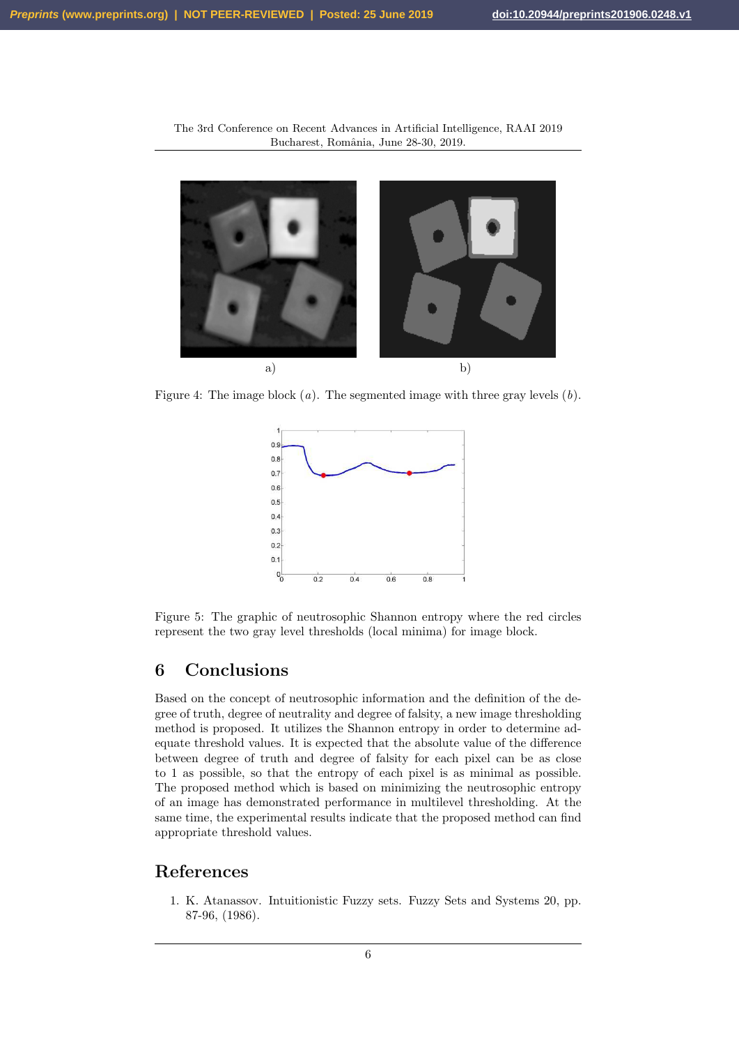a) b)

Figure 4: The image block ($a$). The segmented image with three gray levels ($b$).

Figure 5: The graphic of neutrosophic Shannon entropy where the red circles represent the two gray level thresholds (local minima) for image block.

## 6 Conclusions

Based on the concept of neutrosophic information and the definition of the degree of truth, degree of neutrality and degree of falsity, a new image thresholding method is proposed. It utilizes the Shannon entropy in order to determine adequate threshold values. It is expected that the absolute value of the difference between degree of truth and degree of falsity for each pixel can be as close to 1 as possible, so that the entropy of each pixel is as minimal as possible. The proposed method which is based on minimizing the neutrosophic entropy of an image has demonstrated performance in multilevel thresholding. At the same time, the experimental results indicate that the proposed method can find appropriate threshold values.

## References

1. K. Atanassov. Intuitionistic Fuzzy sets. Fuzzy Sets and Systems 20, pp. 87-96, (1986).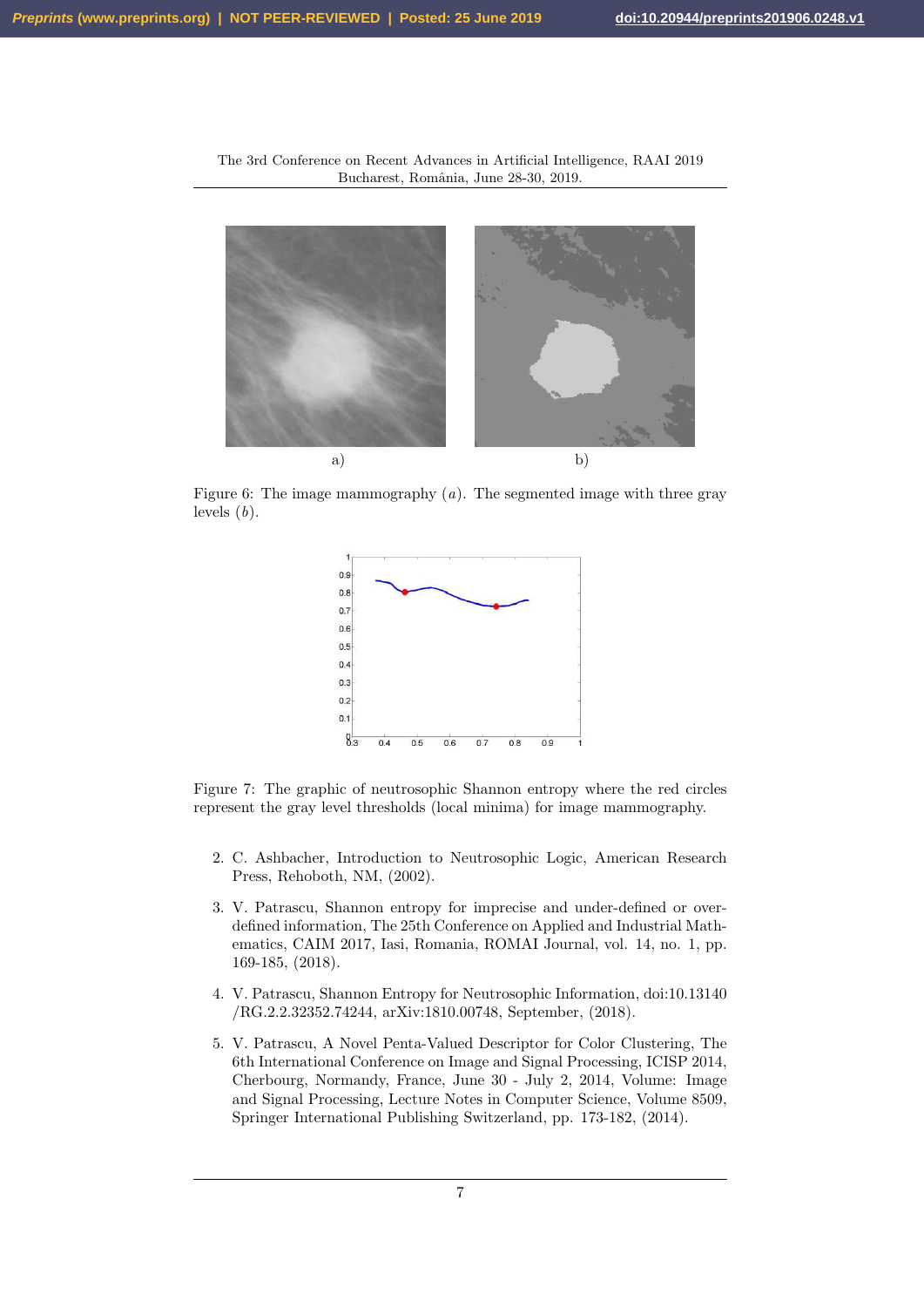a) b)

Figure 6: The image mammography $(a)$. The segmented image with three gray levels $(b)$.

Figure 7: The graphic of neutrosophic Shannon entropy where the red circles represent the gray level thresholds (local minima) for image mammography.

2. C. Ashbacher, Introduction to Neutrosophic Logic, American Research Press, Rehoboth, NM, (2002).

3. V. Patrascu, Shannon entropy for imprecise and under-defined or over-defined information, The 25th Conference on Applied and Industrial Mathematics, CAIM 2017, Iasi, Romania, ROMAI Journal, vol. 14, no. 1, pp. 169-185, (2018).

4. V. Patrascu, Shannon Entropy for Neutrosophic Information, doi:10.13140/RG.2.2.32352.74244, arXiv:1810.00748, September, (2018).

5. V. Patrascu, A Novel Penta-Valued Descriptor for Color Clustering, The 6th International Conference on Image and Signal Processing, ICISP 2014, Cherbourg, Normandy, France, June 30 - July 2, 2014, Volume: Image and Signal Processing, Lecture Notes in Computer Science, Volume 8509, Springer International Publishing Switzerland, pp. 173-182, (2014).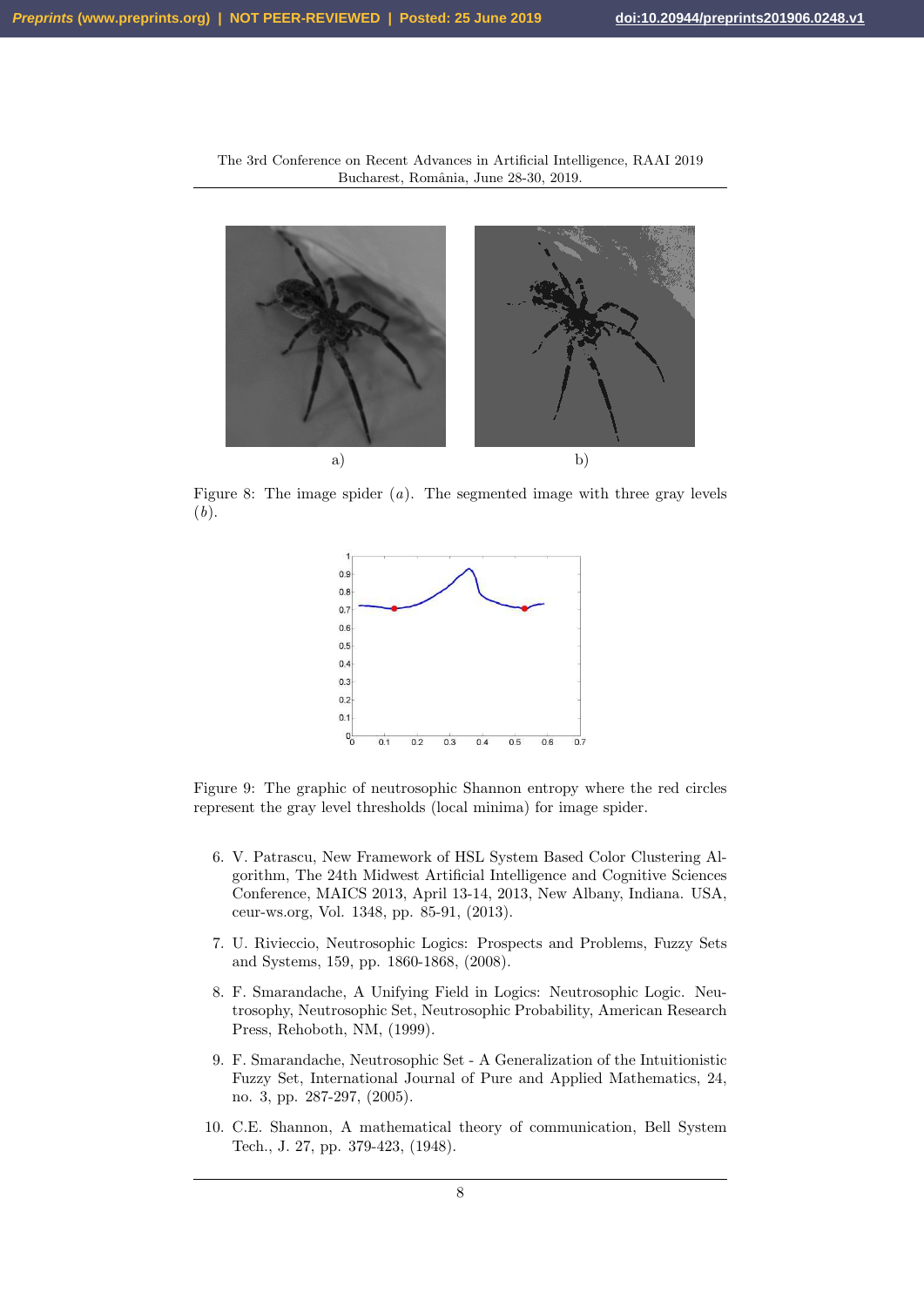a) b)

Figure 8: The image spider $(a)$. The segmented image with three gray levels $(b)$.

Figure 9: The graphic of neutrosophic Shannon entropy where the red circles represent the gray level thresholds (local minima) for image spider.

6. V. Patrascu, New Framework of HSL System Based Color Clustering Algorithm, The 24th Midwest Artificial Intelligence and Cognitive Sciences Conference, MAICS 2013, April 13-14, 2013, New Albany, Indiana. USA, ceur-ws.org, Vol. 1348, pp. 85-91, (2013).

7. U. Rivieccio, Neutrosophic Logics: Prospects and Problems, Fuzzy Sets and Systems, 159, pp. 1860-1868, (2008).

8. F. Smarandache, A Unifying Field in Logics: Neutrosophic Logic. Neutrosophy, Neutrosophic Set, Neutrosophic Probability, American Research Press, Rehoboth, NM, (1999).

9. F. Smarandache, Neutrosophic Set - A Generalization of the Intuitionistic Fuzzy Set, International Journal of Pure and Applied Mathematics, 24, no. 3, pp. 287-297, (2005).

10. C.E. Shannon, A mathematical theory of communication, Bell System Tech., J. 27, pp. 379-423, (1948).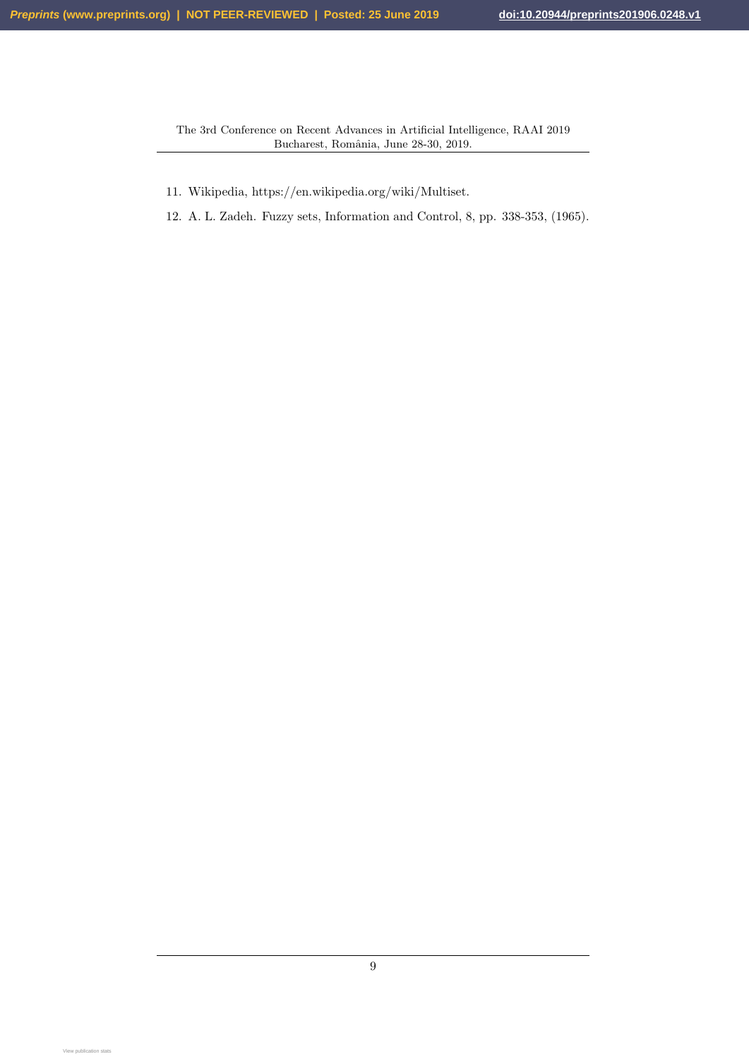11. Wikipedia, https://en.wikipedia.org/wiki/Multiset.

12. A. L. Zadeh. Fuzzy sets, Information and Control, 8, pp. 338-353, (1965).